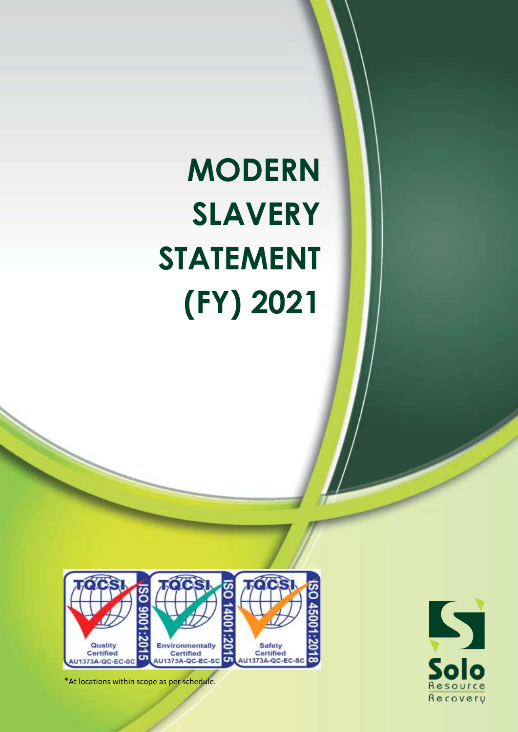# MODERN SLAVERY STATEMENT (FY) 2021

TQCSI Quality Certified AU1373A-QC-EC-SC ISO 9001:2015

TQCSI Environmentally Certified AU1373A-QC-EC-SC ISO 14001:2015

TQCSI Safety Certified AU1373A-QC-EC-SC ISO 45001:2018

*At locations within scope as per schedule.

Solo Resource Recovery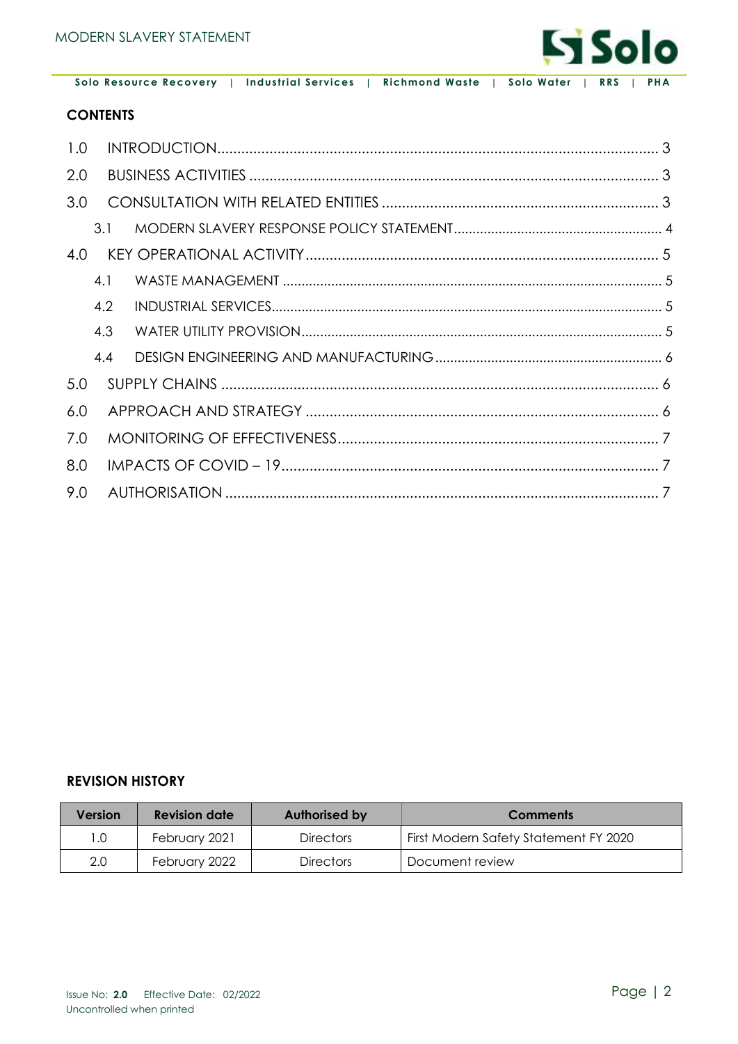## CONTENTS

1.0 INTRODUCTION ..... 3
2.0 BUSINESS ACTIVITIES ..... 3
3.0 CONSULTATION WITH RELATED ENTITIES ..... 3
  3.1 MODERN SLAVERY RESPONSE POLICY STATEMENT ..... 4
4.0 KEY OPERATIONAL ACTIVITY ..... 5
  4.1 WASTE MANAGEMENT ..... 5
  4.2 INDUSTRIAL SERVICES ..... 5
  4.3 WATER UTILITY PROVISION ..... 5
  4.4 DESIGN ENGINEERING AND MANUFACTURING ..... 6
5.0 SUPPLY CHAINS ..... 6
6.0 APPROACH AND STRATEGY ..... 6
7.0 MONITORING OF EFFECTIVENESS ..... 7
8.0 IMPACTS OF COVID – 19 ..... 7
9.0 AUTHORISATION ..... 7

## REVISION HISTORY

| Version | Revision date | Authorised by | Comments |
|---|---|---|---|
| 1.0 | February 2021 | Directors | First Modern Safety Statement FY 2020 |
| 2.0 | February 2022 | Directors | Document review |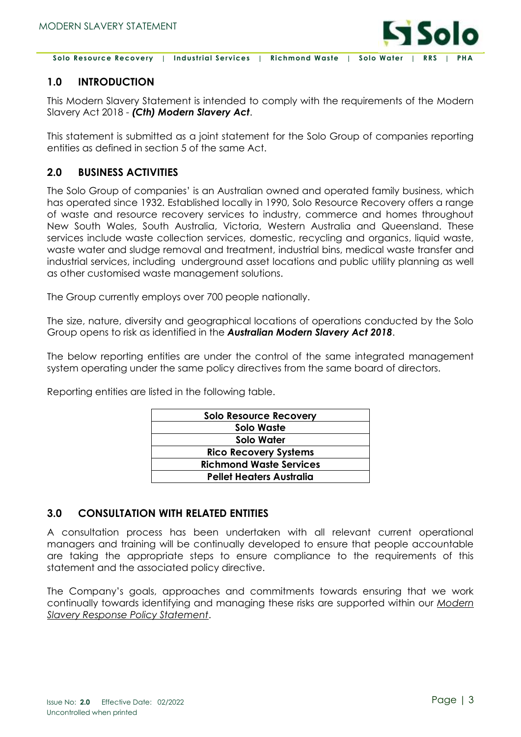## 1.0 INTRODUCTION

This Modern Slavery Statement is intended to comply with the requirements of the Modern Slavery Act 2018 - ***(Cth) Modern Slavery Act***.

This statement is submitted as a joint statement for the Solo Group of companies reporting entities as defined in section 5 of the same Act.

## 2.0 BUSINESS ACTIVITIES

The Solo Group of companies' is an Australian owned and operated family business, which has operated since 1932. Established locally in 1990, Solo Resource Recovery offers a range of waste and resource recovery services to industry, commerce and homes throughout New South Wales, South Australia, Victoria, Western Australia and Queensland. These services include waste collection services, domestic, recycling and organics, liquid waste, waste water and sludge removal and treatment, industrial bins, medical waste transfer and industrial services, including underground asset locations and public utility planning as well as other customised waste management solutions.

The Group currently employs over 700 people nationally.

The size, nature, diversity and geographical locations of operations conducted by the Solo Group opens to risk as identified in the ***Australian Modern Slavery Act 2018***.

The below reporting entities are under the control of the same integrated management system operating under the same policy directives from the same board of directors.

Reporting entities are listed in the following table.

| Solo Resource Recovery |
|---|
| Solo Waste |
| Solo Water |
| Rico Recovery Systems |
| Richmond Waste Services |
| Pellet Heaters Australia |

## 3.0 CONSULTATION WITH RELATED ENTITIES

A consultation process has been undertaken with all relevant current operational managers and training will be continually developed to ensure that people accountable are taking the appropriate steps to ensure compliance to the requirements of this statement and the associated policy directive.

The Company's goals, approaches and commitments towards ensuring that we work continually towards identifying and managing these risks are supported within our Modern Slavery Response Policy Statement.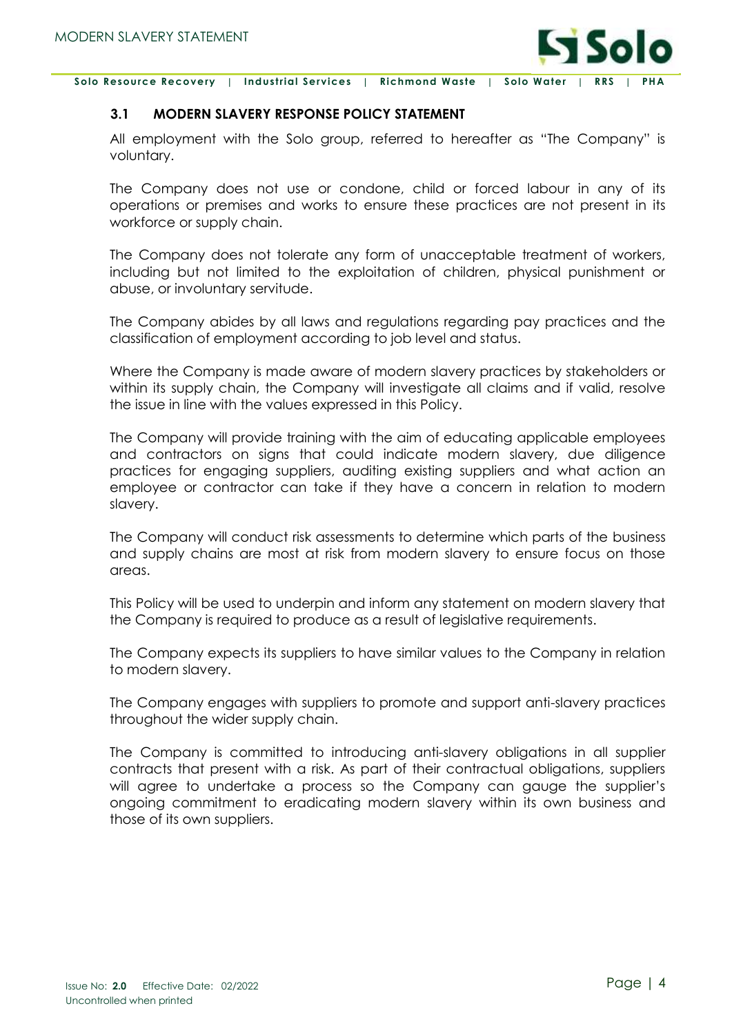### 3.1 MODERN SLAVERY RESPONSE POLICY STATEMENT

All employment with the Solo group, referred to hereafter as "The Company" is voluntary.

The Company does not use or condone, child or forced labour in any of its operations or premises and works to ensure these practices are not present in its workforce or supply chain.

The Company does not tolerate any form of unacceptable treatment of workers, including but not limited to the exploitation of children, physical punishment or abuse, or involuntary servitude.

The Company abides by all laws and regulations regarding pay practices and the classification of employment according to job level and status.

Where the Company is made aware of modern slavery practices by stakeholders or within its supply chain, the Company will investigate all claims and if valid, resolve the issue in line with the values expressed in this Policy.

The Company will provide training with the aim of educating applicable employees and contractors on signs that could indicate modern slavery, due diligence practices for engaging suppliers, auditing existing suppliers and what action an employee or contractor can take if they have a concern in relation to modern slavery.

The Company will conduct risk assessments to determine which parts of the business and supply chains are most at risk from modern slavery to ensure focus on those areas.

This Policy will be used to underpin and inform any statement on modern slavery that the Company is required to produce as a result of legislative requirements.

The Company expects its suppliers to have similar values to the Company in relation to modern slavery.

The Company engages with suppliers to promote and support anti-slavery practices throughout the wider supply chain.

The Company is committed to introducing anti-slavery obligations in all supplier contracts that present with a risk. As part of their contractual obligations, suppliers will agree to undertake a process so the Company can gauge the supplier's ongoing commitment to eradicating modern slavery within its own business and those of its own suppliers.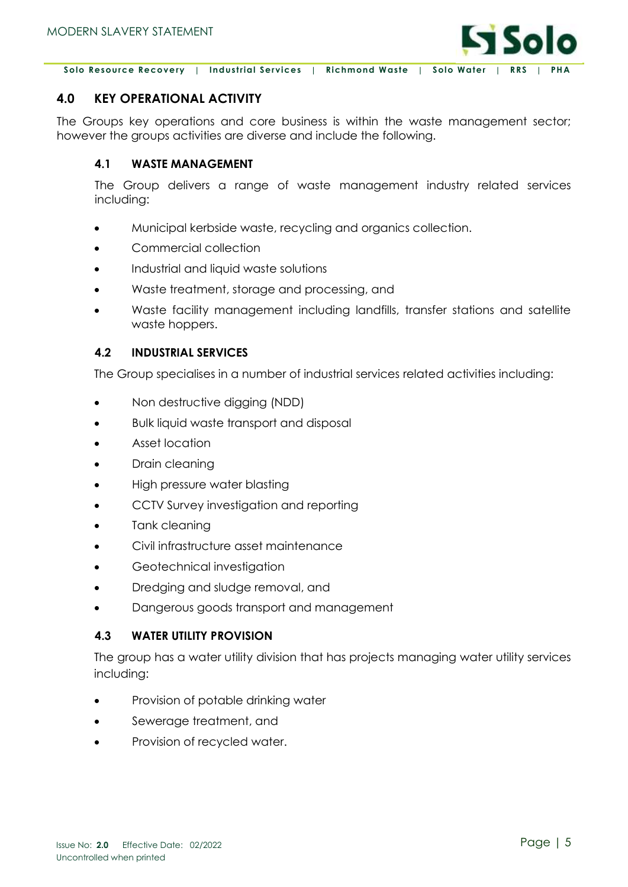## 4.0 KEY OPERATIONAL ACTIVITY

The Groups key operations and core business is within the waste management sector; however the groups activities are diverse and include the following.

### 4.1 WASTE MANAGEMENT

The Group delivers a range of waste management industry related services including:

- Municipal kerbside waste, recycling and organics collection.
- Commercial collection
- Industrial and liquid waste solutions
- Waste treatment, storage and processing, and
- Waste facility management including landfills, transfer stations and satellite waste hoppers.

### 4.2 INDUSTRIAL SERVICES

The Group specialises in a number of industrial services related activities including:

- Non destructive digging (NDD)
- Bulk liquid waste transport and disposal
- Asset location
- Drain cleaning
- High pressure water blasting
- CCTV Survey investigation and reporting
- Tank cleaning
- Civil infrastructure asset maintenance
- Geotechnical investigation
- Dredging and sludge removal, and
- Dangerous goods transport and management

### 4.3 WATER UTILITY PROVISION

The group has a water utility division that has projects managing water utility services including:

- Provision of potable drinking water
- Sewerage treatment, and
- Provision of recycled water.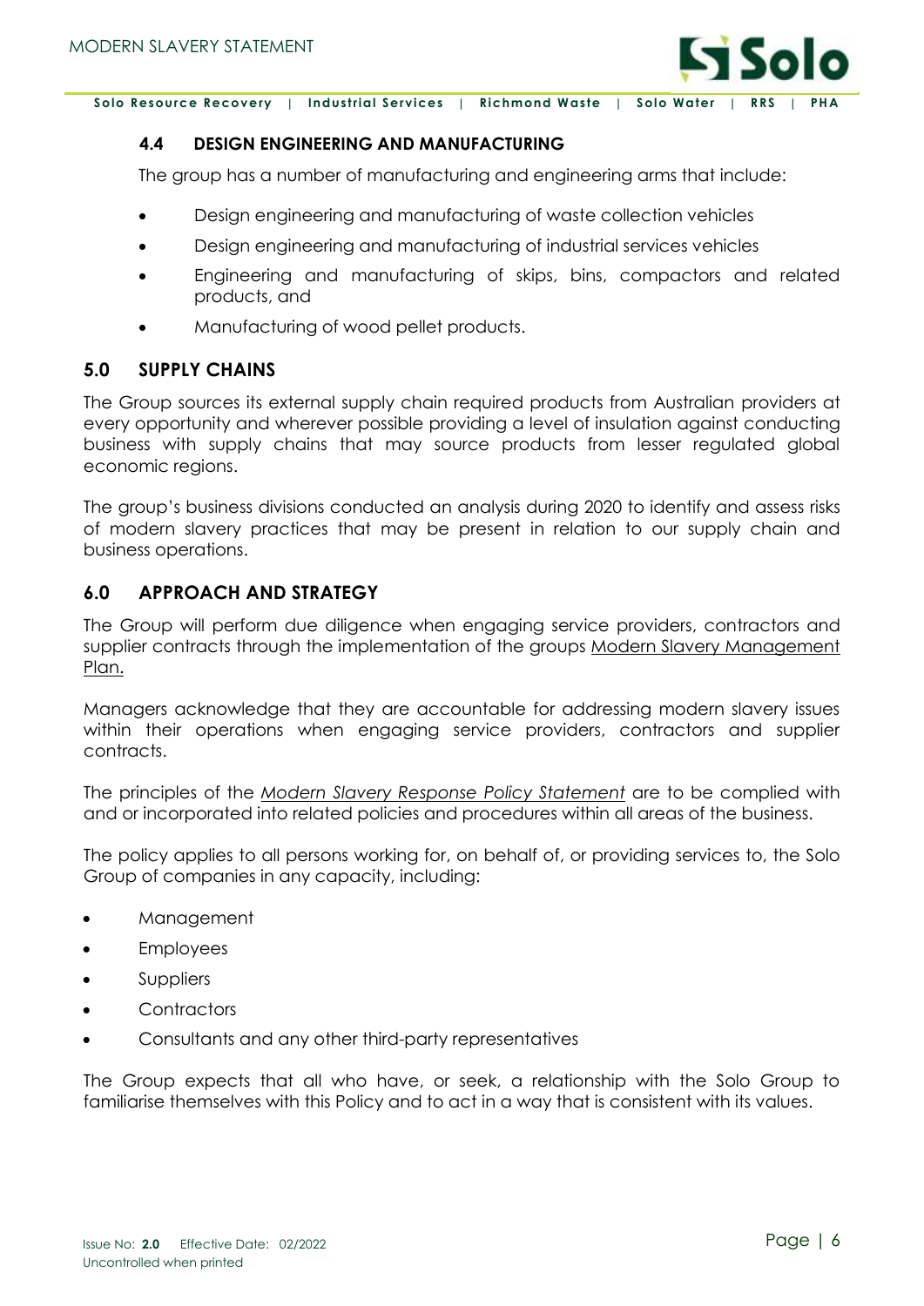### 4.4 DESIGN ENGINEERING AND MANUFACTURING

The group has a number of manufacturing and engineering arms that include:

- Design engineering and manufacturing of waste collection vehicles
- Design engineering and manufacturing of industrial services vehicles
- Engineering and manufacturing of skips, bins, compactors and related products, and
- Manufacturing of wood pellet products.

## 5.0 SUPPLY CHAINS

The Group sources its external supply chain required products from Australian providers at every opportunity and wherever possible providing a level of insulation against conducting business with supply chains that may source products from lesser regulated global economic regions.

The group's business divisions conducted an analysis during 2020 to identify and assess risks of modern slavery practices that may be present in relation to our supply chain and business operations.

## 6.0 APPROACH AND STRATEGY

The Group will perform due diligence when engaging service providers, contractors and supplier contracts through the implementation of the groups Modern Slavery Management Plan.

Managers acknowledge that they are accountable for addressing modern slavery issues within their operations when engaging service providers, contractors and supplier contracts.

The principles of the *Modern Slavery Response Policy Statement* are to be complied with and or incorporated into related policies and procedures within all areas of the business.

The policy applies to all persons working for, on behalf of, or providing services to, the Solo Group of companies in any capacity, including:

- Management
- Employees
- Suppliers
- Contractors
- Consultants and any other third-party representatives

The Group expects that all who have, or seek, a relationship with the Solo Group to familiarise themselves with this Policy and to act in a way that is consistent with its values.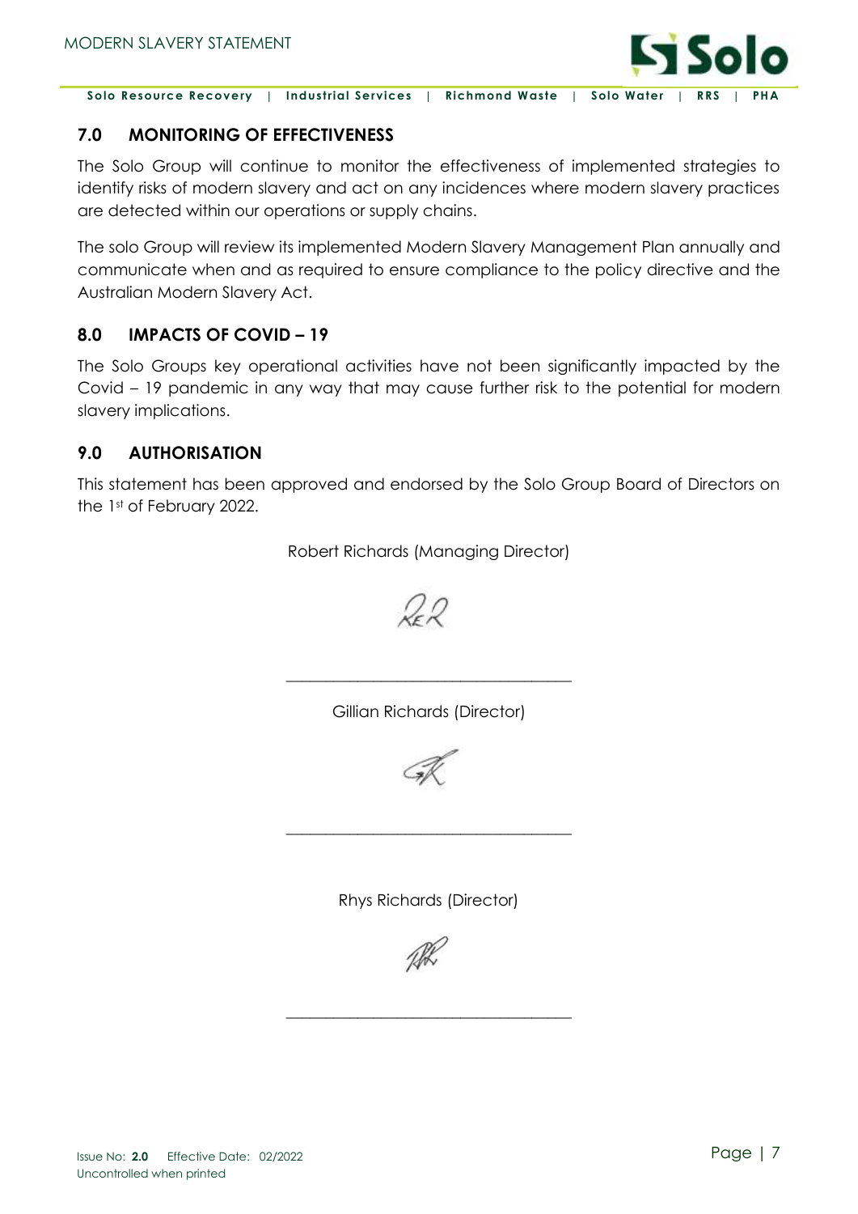## 7.0 MONITORING OF EFFECTIVENESS

The Solo Group will continue to monitor the effectiveness of implemented strategies to identify risks of modern slavery and act on any incidences where modern slavery practices are detected within our operations or supply chains.

The solo Group will review its implemented Modern Slavery Management Plan annually and communicate when and as required to ensure compliance to the policy directive and the Australian Modern Slavery Act.

## 8.0 IMPACTS OF COVID – 19

The Solo Groups key operational activities have not been significantly impacted by the Covid – 19 pandemic in any way that may cause further risk to the potential for modern slavery implications.

## 9.0 AUTHORISATION

This statement has been approved and endorsed by the Solo Group Board of Directors on the 1st of February 2022.

Robert Richards (Managing Director)

\_\_\_\_\_\_\_\_\_\_\_\_\_\_\_\_\_\_\_\_\_\_\_\_\_\_\_\_\_\_\_\_\_\_

Gillian Richards (Director)

\_\_\_\_\_\_\_\_\_\_\_\_\_\_\_\_\_\_\_\_\_\_\_\_\_\_\_\_\_\_\_\_\_\_

Rhys Richards (Director)

\_\_\_\_\_\_\_\_\_\_\_\_\_\_\_\_\_\_\_\_\_\_\_\_\_\_\_\_\_\_\_\_\_\_